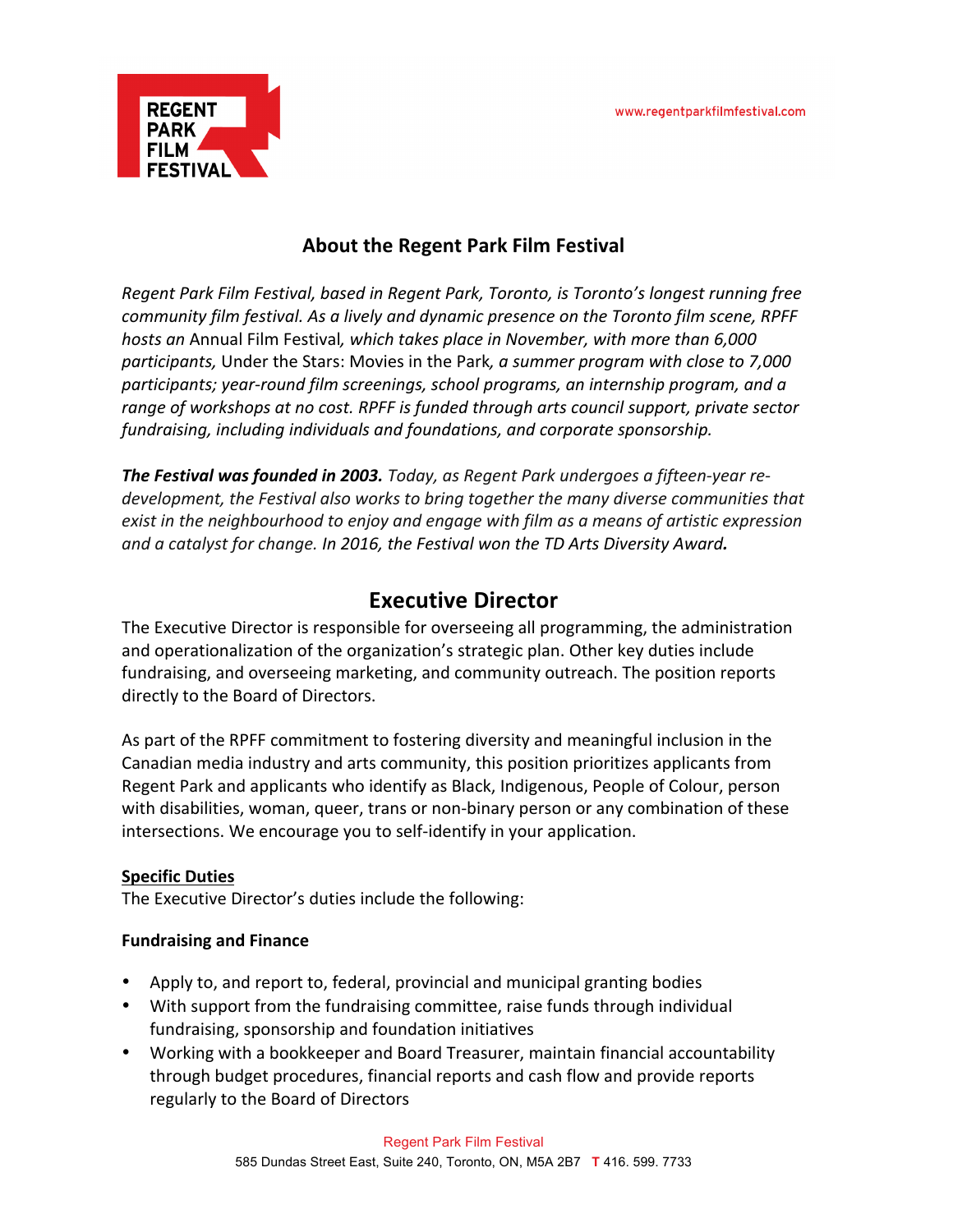# About the Regent Park Film Festival

*Regent Park Film Festival, based in Regent Park, Toronto, is Toronto's longest running free community film festival. As a lively and dynamic presence on the Toronto film scene, RPFF hosts an* Annual Film Festival*, which takes place in November, with more than 6,000 participants,* Under the Stars: Movies in the Park*, a summer program with close to 7,000 participants; year-round film screenings, school programs, an internship program, and a range of workshops at no cost. RPFF is funded through arts council support, private sector fundraising, including individuals and foundations, and corporate sponsorship.*

***The Festival was founded in 2003.*** *Today, as Regent Park undergoes a fifteen-year re-development, the Festival also works to bring together the many diverse communities that exist in the neighbourhood to enjoy and engage with film as a means of artistic expression and a catalyst for change. In 2016, the Festival won the TD Arts Diversity Award.*

## Executive Director

The Executive Director is responsible for overseeing all programming, the administration and operationalization of the organization's strategic plan. Other key duties include fundraising, and overseeing marketing, and community outreach. The position reports directly to the Board of Directors.

As part of the RPFF commitment to fostering diversity and meaningful inclusion in the Canadian media industry and arts community, this position prioritizes applicants from Regent Park and applicants who identify as Black, Indigenous, People of Colour, person with disabilities, woman, queer, trans or non-binary person or any combination of these intersections. We encourage you to self-identify in your application.

**Specific Duties**

The Executive Director's duties include the following:

**Fundraising and Finance**

- Apply to, and report to, federal, provincial and municipal granting bodies
- With support from the fundraising committee, raise funds through individual fundraising, sponsorship and foundation initiatives
- Working with a bookkeeper and Board Treasurer, maintain financial accountability through budget procedures, financial reports and cash flow and provide reports regularly to the Board of Directors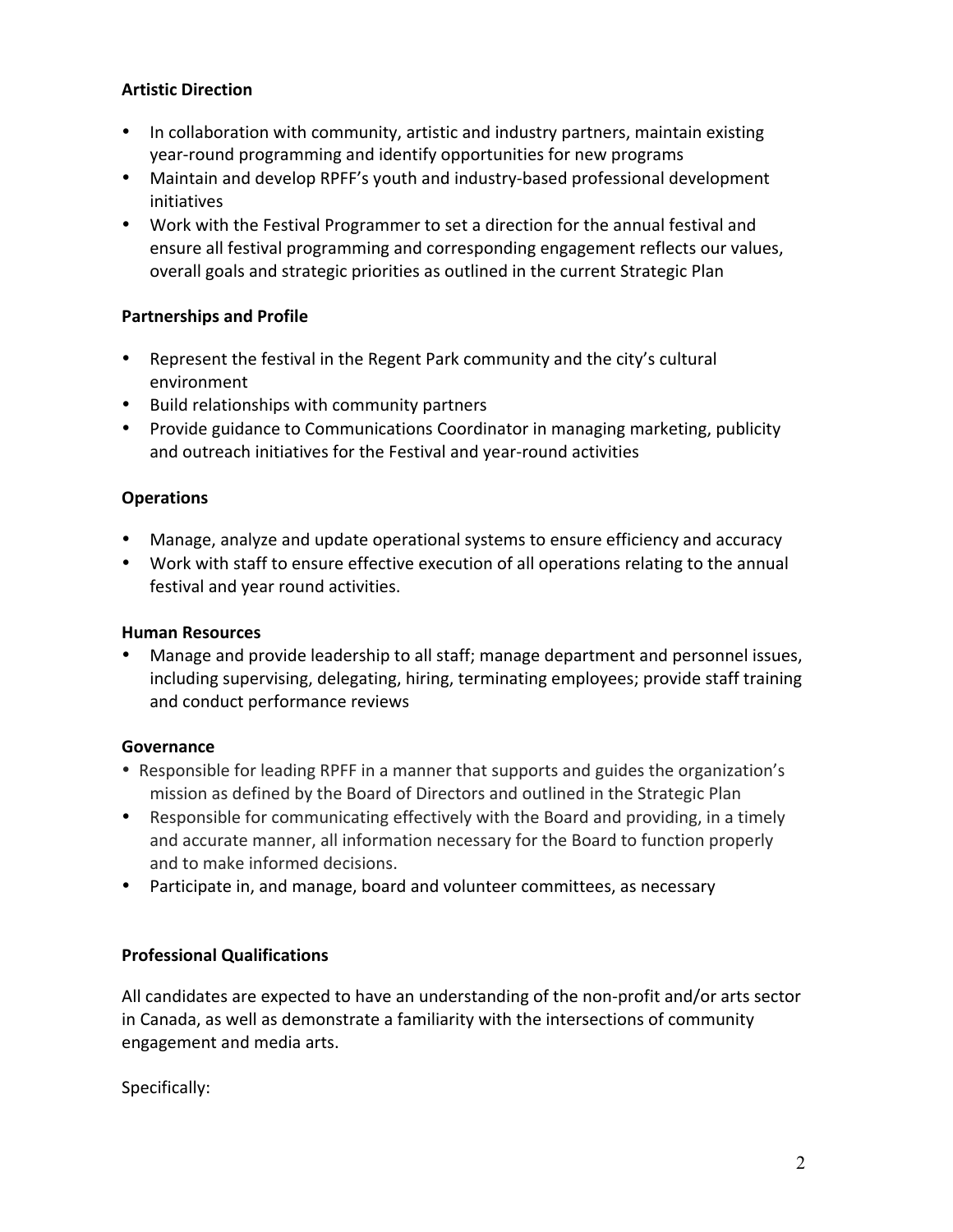**Artistic Direction**

- In collaboration with community, artistic and industry partners, maintain existing year-round programming and identify opportunities for new programs
- Maintain and develop RPFF's youth and industry-based professional development initiatives
- Work with the Festival Programmer to set a direction for the annual festival and ensure all festival programming and corresponding engagement reflects our values, overall goals and strategic priorities as outlined in the current Strategic Plan

**Partnerships and Profile**

- Represent the festival in the Regent Park community and the city's cultural environment
- Build relationships with community partners
- Provide guidance to Communications Coordinator in managing marketing, publicity and outreach initiatives for the Festival and year-round activities

**Operations**

- Manage, analyze and update operational systems to ensure efficiency and accuracy
- Work with staff to ensure effective execution of all operations relating to the annual festival and year round activities.

**Human Resources**

- Manage and provide leadership to all staff; manage department and personnel issues, including supervising, delegating, hiring, terminating employees; provide staff training and conduct performance reviews

**Governance**

- Responsible for leading RPFF in a manner that supports and guides the organization's mission as defined by the Board of Directors and outlined in the Strategic Plan
- Responsible for communicating effectively with the Board and providing, in a timely and accurate manner, all information necessary for the Board to function properly and to make informed decisions.
- Participate in, and manage, board and volunteer committees, as necessary

**Professional Qualifications**

All candidates are expected to have an understanding of the non-profit and/or arts sector in Canada, as well as demonstrate a familiarity with the intersections of community engagement and media arts.

Specifically: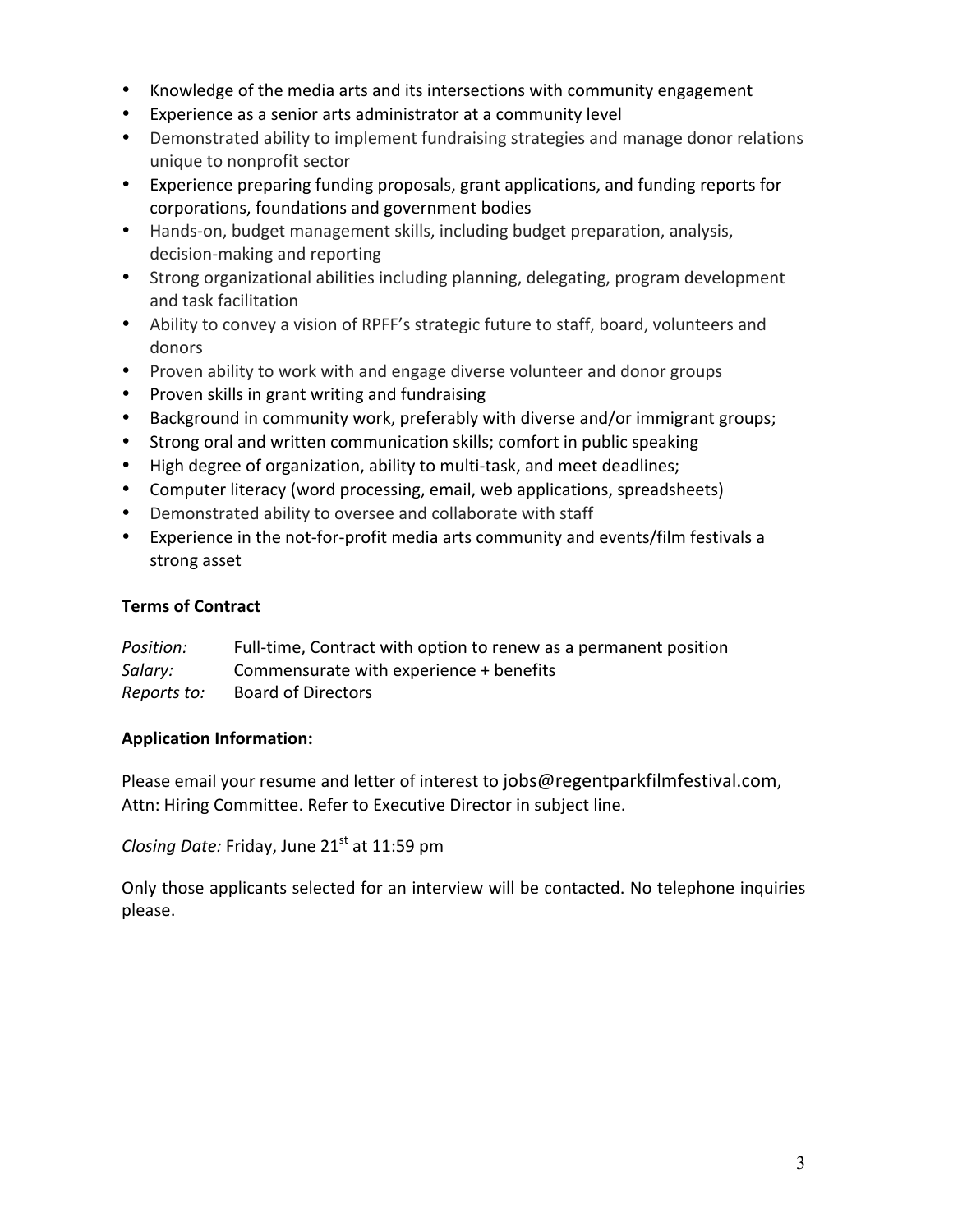- Knowledge of the media arts and its intersections with community engagement
- Experience as a senior arts administrator at a community level
- Demonstrated ability to implement fundraising strategies and manage donor relations unique to nonprofit sector
- Experience preparing funding proposals, grant applications, and funding reports for corporations, foundations and government bodies
- Hands-on, budget management skills, including budget preparation, analysis, decision-making and reporting
- Strong organizational abilities including planning, delegating, program development and task facilitation
- Ability to convey a vision of RPFF's strategic future to staff, board, volunteers and donors
- Proven ability to work with and engage diverse volunteer and donor groups
- Proven skills in grant writing and fundraising
- Background in community work, preferably with diverse and/or immigrant groups;
- Strong oral and written communication skills; comfort in public speaking
- High degree of organization, ability to multi-task, and meet deadlines;
- Computer literacy (word processing, email, web applications, spreadsheets)
- Demonstrated ability to oversee and collaborate with staff
- Experience in the not-for-profit media arts community and events/film festivals a strong asset

**Terms of Contract**

*Position:* Full-time, Contract with option to renew as a permanent position
*Salary:* Commensurate with experience + benefits
*Reports to:* Board of Directors

**Application Information:**

Please email your resume and letter of interest to jobs@regentparkfilmfestival.com, Attn: Hiring Committee. Refer to Executive Director in subject line.

*Closing Date:* Friday, June 21st at 11:59 pm

Only those applicants selected for an interview will be contacted. No telephone inquiries please.